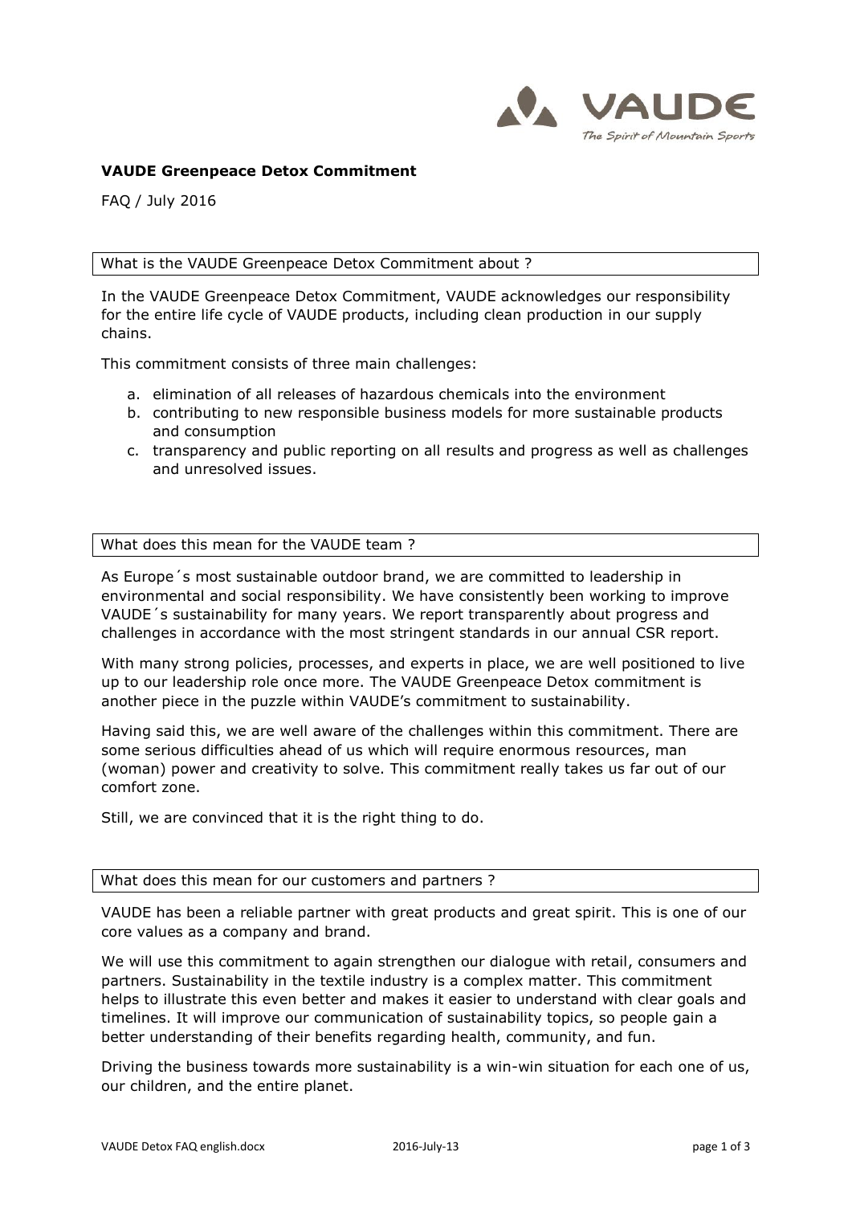**VAUDE Greenpeace Detox Commitment**

FAQ / July 2016

### What is the VAUDE Greenpeace Detox Commitment about ?

In the VAUDE Greenpeace Detox Commitment, VAUDE acknowledges our responsibility for the entire life cycle of VAUDE products, including clean production in our supply chains.

This commitment consists of three main challenges:

a. elimination of all releases of hazardous chemicals into the environment
b. contributing to new responsible business models for more sustainable products and consumption
c. transparency and public reporting on all results and progress as well as challenges and unresolved issues.

### What does this mean for the VAUDE team ?

As Europe´s most sustainable outdoor brand, we are committed to leadership in environmental and social responsibility. We have consistently been working to improve VAUDE´s sustainability for many years. We report transparently about progress and challenges in accordance with the most stringent standards in our annual CSR report.

With many strong policies, processes, and experts in place, we are well positioned to live up to our leadership role once more. The VAUDE Greenpeace Detox commitment is another piece in the puzzle within VAUDE's commitment to sustainability.

Having said this, we are well aware of the challenges within this commitment. There are some serious difficulties ahead of us which will require enormous resources, man (woman) power and creativity to solve. This commitment really takes us far out of our comfort zone.

Still, we are convinced that it is the right thing to do.

### What does this mean for our customers and partners ?

VAUDE has been a reliable partner with great products and great spirit. This is one of our core values as a company and brand.

We will use this commitment to again strengthen our dialogue with retail, consumers and partners. Sustainability in the textile industry is a complex matter. This commitment helps to illustrate this even better and makes it easier to understand with clear goals and timelines. It will improve our communication of sustainability topics, so people gain a better understanding of their benefits regarding health, community, and fun.

Driving the business towards more sustainability is a win-win situation for each one of us, our children, and the entire planet.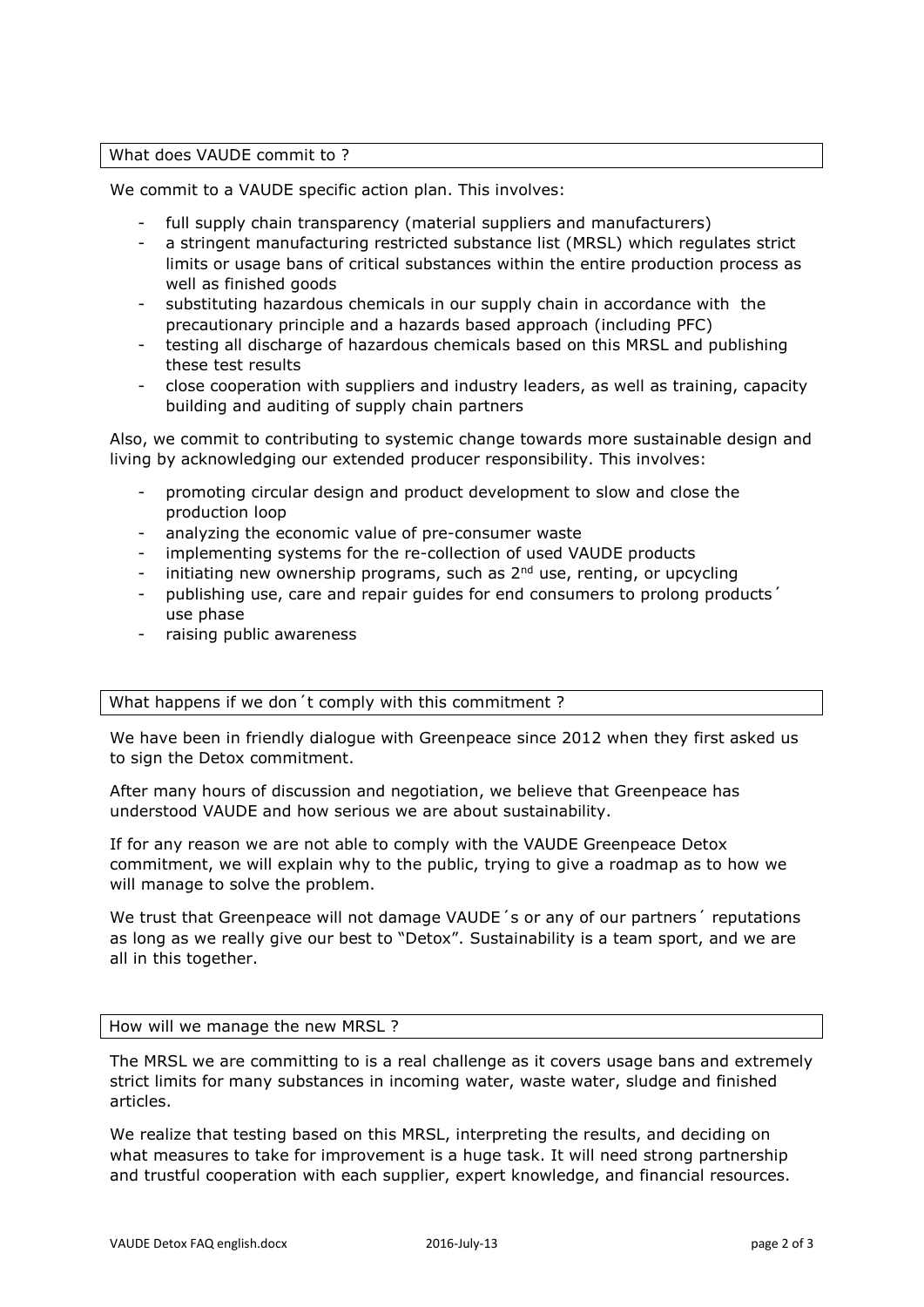## What does VAUDE commit to ?

We commit to a VAUDE specific action plan. This involves:

- full supply chain transparency (material suppliers and manufacturers)
- a stringent manufacturing restricted substance list (MRSL) which regulates strict limits or usage bans of critical substances within the entire production process as well as finished goods
- substituting hazardous chemicals in our supply chain in accordance with the precautionary principle and a hazards based approach (including PFC)
- testing all discharge of hazardous chemicals based on this MRSL and publishing these test results
- close cooperation with suppliers and industry leaders, as well as training, capacity building and auditing of supply chain partners

Also, we commit to contributing to systemic change towards more sustainable design and living by acknowledging our extended producer responsibility. This involves:

- promoting circular design and product development to slow and close the production loop
- analyzing the economic value of pre-consumer waste
- implementing systems for the re-collection of used VAUDE products
- initiating new ownership programs, such as 2nd use, renting, or upcycling
- publishing use, care and repair guides for end consumers to prolong products´ use phase
- raising public awareness

## What happens if we don´t comply with this commitment ?

We have been in friendly dialogue with Greenpeace since 2012 when they first asked us to sign the Detox commitment.

After many hours of discussion and negotiation, we believe that Greenpeace has understood VAUDE and how serious we are about sustainability.

If for any reason we are not able to comply with the VAUDE Greenpeace Detox commitment, we will explain why to the public, trying to give a roadmap as to how we will manage to solve the problem.

We trust that Greenpeace will not damage VAUDE´s or any of our partners´ reputations as long as we really give our best to "Detox". Sustainability is a team sport, and we are all in this together.

## How will we manage the new MRSL ?

The MRSL we are committing to is a real challenge as it covers usage bans and extremely strict limits for many substances in incoming water, waste water, sludge and finished articles.

We realize that testing based on this MRSL, interpreting the results, and deciding on what measures to take for improvement is a huge task. It will need strong partnership and trustful cooperation with each supplier, expert knowledge, and financial resources.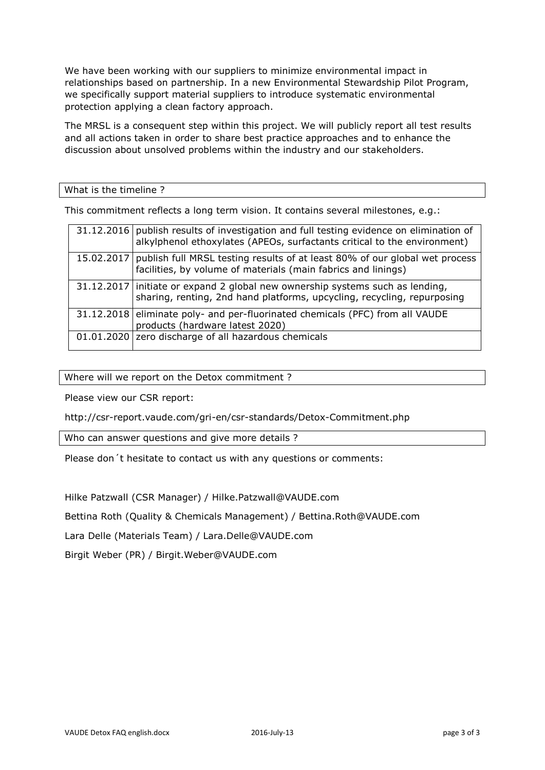We have been working with our suppliers to minimize environmental impact in relationships based on partnership. In a new Environmental Stewardship Pilot Program, we specifically support material suppliers to introduce systematic environmental protection applying a clean factory approach.

The MRSL is a consequent step within this project. We will publicly report all test results and all actions taken in order to share best practice approaches and to enhance the discussion about unsolved problems within the industry and our stakeholders.

## What is the timeline ?

This commitment reflects a long term vision. It contains several milestones, e.g.:

| | |
|---|---|
| 31.12.2016 | publish results of investigation and full testing evidence on elimination of alkylphenol ethoxylates (APEOs, surfactants critical to the environment) |
| 15.02.2017 | publish full MRSL testing results of at least 80% of our global wet process facilities, by volume of materials (main fabrics and linings) |
| 31.12.2017 | initiate or expand 2 global new ownership systems such as lending, sharing, renting, 2nd hand platforms, upcycling, recycling, repurposing |
| 31.12.2018 | eliminate poly- and per-fluorinated chemicals (PFC) from all VAUDE products (hardware latest 2020) |
| 01.01.2020 | zero discharge of all hazardous chemicals |

## Where will we report on the Detox commitment ?

Please view our CSR report:

http://csr-report.vaude.com/gri-en/csr-standards/Detox-Commitment.php

## Who can answer questions and give more details ?

Please don´t hesitate to contact us with any questions or comments:

Hilke Patzwall (CSR Manager) / Hilke.Patzwall@VAUDE.com

Bettina Roth (Quality & Chemicals Management) / Bettina.Roth@VAUDE.com

Lara Delle (Materials Team) / Lara.Delle@VAUDE.com

Birgit Weber (PR) / Birgit.Weber@VAUDE.com